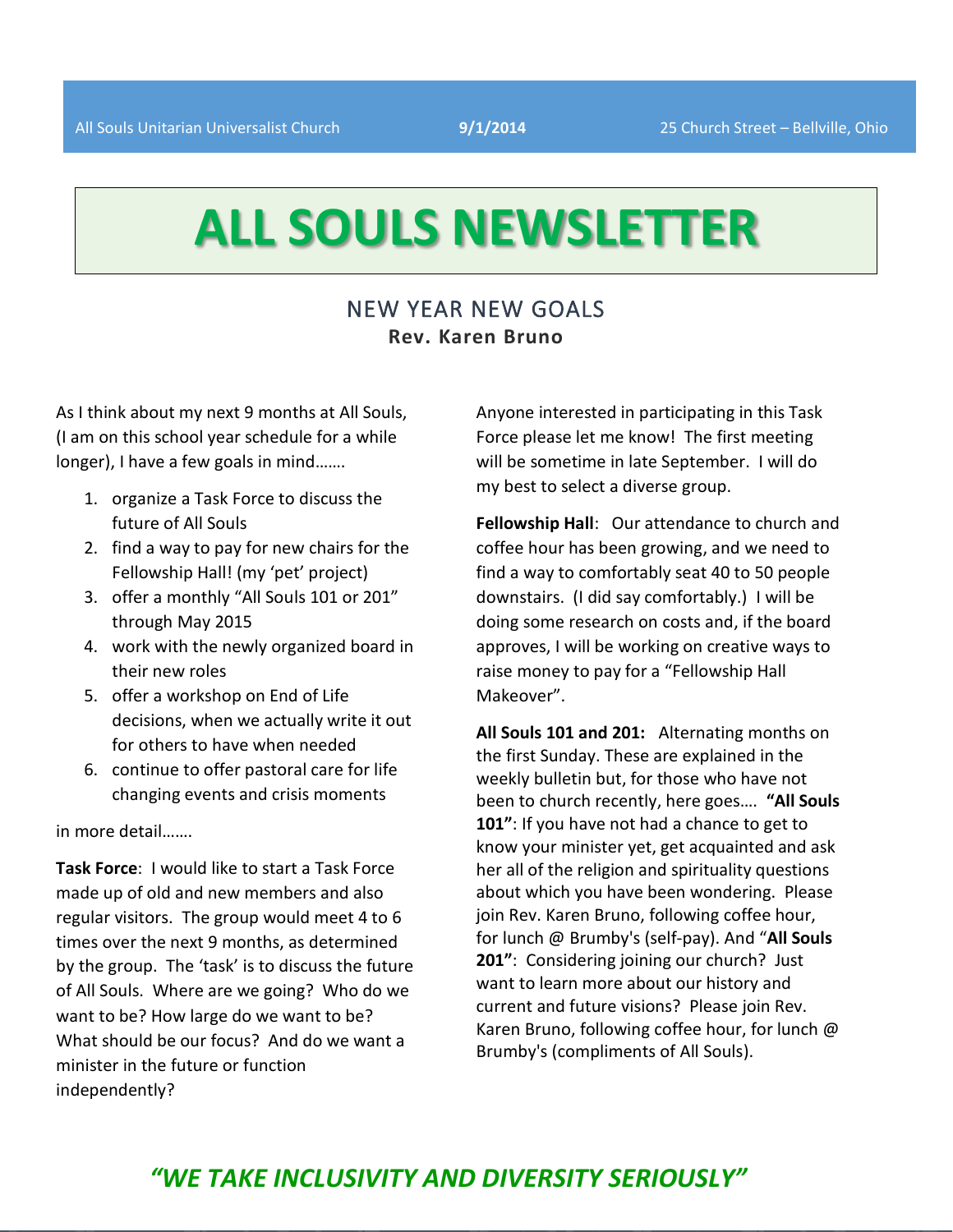All Souls Unitarian Universalist Church **9/1/2014** 25 Church Street – Bellville, Ohio

# ALL SOULS NEWSLETTER

## NEW YEAR NEW GOALS

**Rev. Karen Bruno**

As I think about my next 9 months at All Souls, (I am on this school year schedule for a while longer), I have a few goals in mind…….

1. organize a Task Force to discuss the future of All Souls
2. find a way to pay for new chairs for the Fellowship Hall! (my 'pet' project)
3. offer a monthly "All Souls 101 or 201" through May 2015
4. work with the newly organized board in their new roles
5. offer a workshop on End of Life decisions, when we actually write it out for others to have when needed
6. continue to offer pastoral care for life changing events and crisis moments

in more detail…….

**Task Force**: I would like to start a Task Force made up of old and new members and also regular visitors. The group would meet 4 to 6 times over the next 9 months, as determined by the group. The 'task' is to discuss the future of All Souls. Where are we going? Who do we want to be? How large do we want to be? What should be our focus? And do we want a minister in the future or function independently?

Anyone interested in participating in this Task Force please let me know! The first meeting will be sometime in late September. I will do my best to select a diverse group.

**Fellowship Hall**: Our attendance to church and coffee hour has been growing, and we need to find a way to comfortably seat 40 to 50 people downstairs. (I did say comfortably.) I will be doing some research on costs and, if the board approves, I will be working on creative ways to raise money to pay for a "Fellowship Hall Makeover".

**All Souls 101 and 201:** Alternating months on the first Sunday. These are explained in the weekly bulletin but, for those who have not been to church recently, here goes…. **"All Souls 101"**: If you have not had a chance to get to know your minister yet, get acquainted and ask her all of the religion and spirituality questions about which you have been wondering. Please join Rev. Karen Bruno, following coffee hour, for lunch @ Brumby's (self-pay). And "**All Souls 201"**: Considering joining our church? Just want to learn more about our history and current and future visions? Please join Rev. Karen Bruno, following coffee hour, for lunch @ Brumby's (compliments of All Souls).

***"WE TAKE INCLUSIVITY AND DIVERSITY SERIOUSLY"***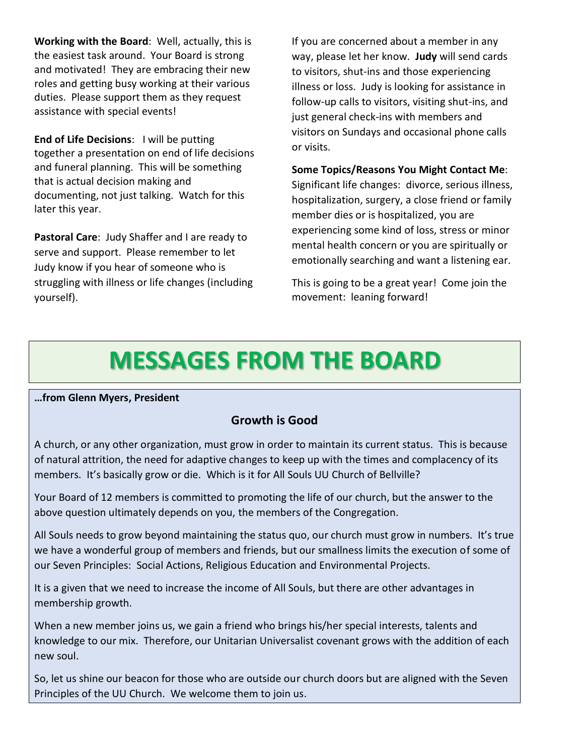**Working with the Board**: Well, actually, this is the easiest task around. Your Board is strong and motivated! They are embracing their new roles and getting busy working at their various duties. Please support them as they request assistance with special events!

**End of Life Decisions**: I will be putting together a presentation on end of life decisions and funeral planning. This will be something that is actual decision making and documenting, not just talking. Watch for this later this year.

**Pastoral Care**: Judy Shaffer and I are ready to serve and support. Please remember to let Judy know if you hear of someone who is struggling with illness or life changes (including yourself).

If you are concerned about a member in any way, please let her know. **Judy** will send cards to visitors, shut-ins and those experiencing illness or loss. Judy is looking for assistance in follow-up calls to visitors, visiting shut-ins, and just general check-ins with members and visitors on Sundays and occasional phone calls or visits.

**Some Topics/Reasons You Might Contact Me**: Significant life changes: divorce, serious illness, hospitalization, surgery, a close friend or family member dies or is hospitalized, you are experiencing some kind of loss, stress or minor mental health concern or you are spiritually or emotionally searching and want a listening ear.

This is going to be a great year! Come join the movement: leaning forward!

# MESSAGES FROM THE BOARD

**…from Glenn Myers, President**

## Growth is Good

A church, or any other organization, must grow in order to maintain its current status. This is because of natural attrition, the need for adaptive changes to keep up with the times and complacency of its members. It's basically grow or die. Which is it for All Souls UU Church of Bellville?

Your Board of 12 members is committed to promoting the life of our church, but the answer to the above question ultimately depends on you, the members of the Congregation.

All Souls needs to grow beyond maintaining the status quo, our church must grow in numbers. It's true we have a wonderful group of members and friends, but our smallness limits the execution of some of our Seven Principles: Social Actions, Religious Education and Environmental Projects.

It is a given that we need to increase the income of All Souls, but there are other advantages in membership growth.

When a new member joins us, we gain a friend who brings his/her special interests, talents and knowledge to our mix. Therefore, our Unitarian Universalist covenant grows with the addition of each new soul.

So, let us shine our beacon for those who are outside our church doors but are aligned with the Seven Principles of the UU Church. We welcome them to join us.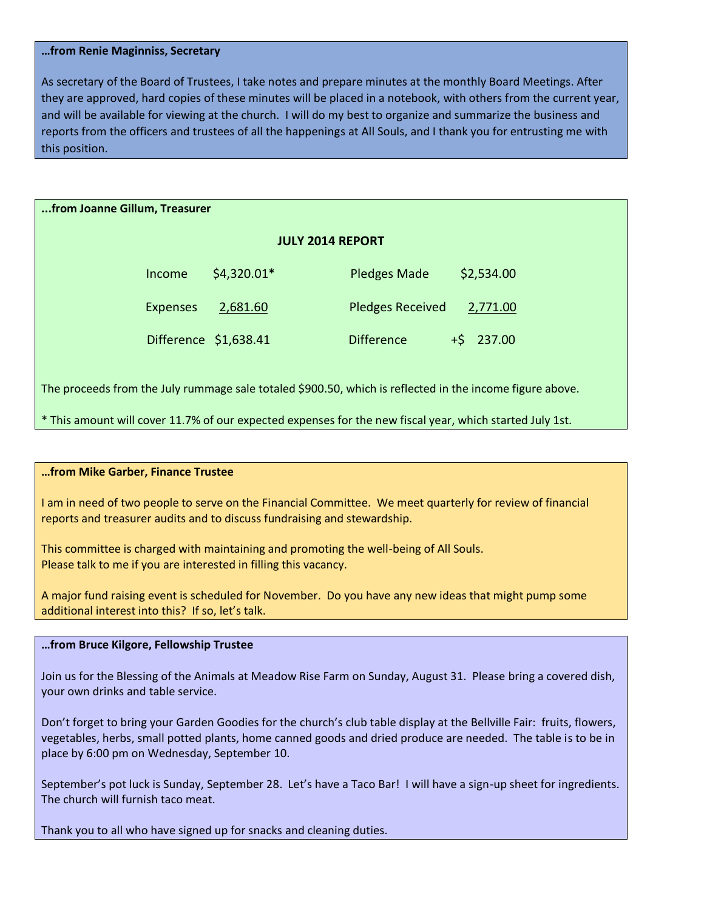**…from Renie Maginniss, Secretary**

As secretary of the Board of Trustees, I take notes and prepare minutes at the monthly Board Meetings. After they are approved, hard copies of these minutes will be placed in a notebook, with others from the current year, and will be available for viewing at the church. I will do my best to organize and summarize the business and reports from the officers and trustees of all the happenings at All Souls, and I thank you for entrusting me with this position.

**...from Joanne Gillum, Treasurer**

**JULY 2014 REPORT**

| | | | |
|---|---|---|---|
| Income | $4,320.01* | Pledges Made | $2,534.00 |
| Expenses | 2,681.60 | Pledges Received | 2,771.00 |
| Difference | $1,638.41 | Difference | +$ 237.00 |

The proceeds from the July rummage sale totaled $900.50, which is reflected in the income figure above.

* This amount will cover 11.7% of our expected expenses for the new fiscal year, which started July 1st.

**…from Mike Garber, Finance Trustee**

I am in need of two people to serve on the Financial Committee. We meet quarterly for review of financial reports and treasurer audits and to discuss fundraising and stewardship.

This committee is charged with maintaining and promoting the well-being of All Souls.
Please talk to me if you are interested in filling this vacancy.

A major fund raising event is scheduled for November. Do you have any new ideas that might pump some additional interest into this? If so, let's talk.

**…from Bruce Kilgore, Fellowship Trustee**

Join us for the Blessing of the Animals at Meadow Rise Farm on Sunday, August 31. Please bring a covered dish, your own drinks and table service.

Don't forget to bring your Garden Goodies for the church's club table display at the Bellville Fair: fruits, flowers, vegetables, herbs, small potted plants, home canned goods and dried produce are needed. The table is to be in place by 6:00 pm on Wednesday, September 10.

September's pot luck is Sunday, September 28. Let's have a Taco Bar! I will have a sign-up sheet for ingredients. The church will furnish taco meat.

Thank you to all who have signed up for snacks and cleaning duties.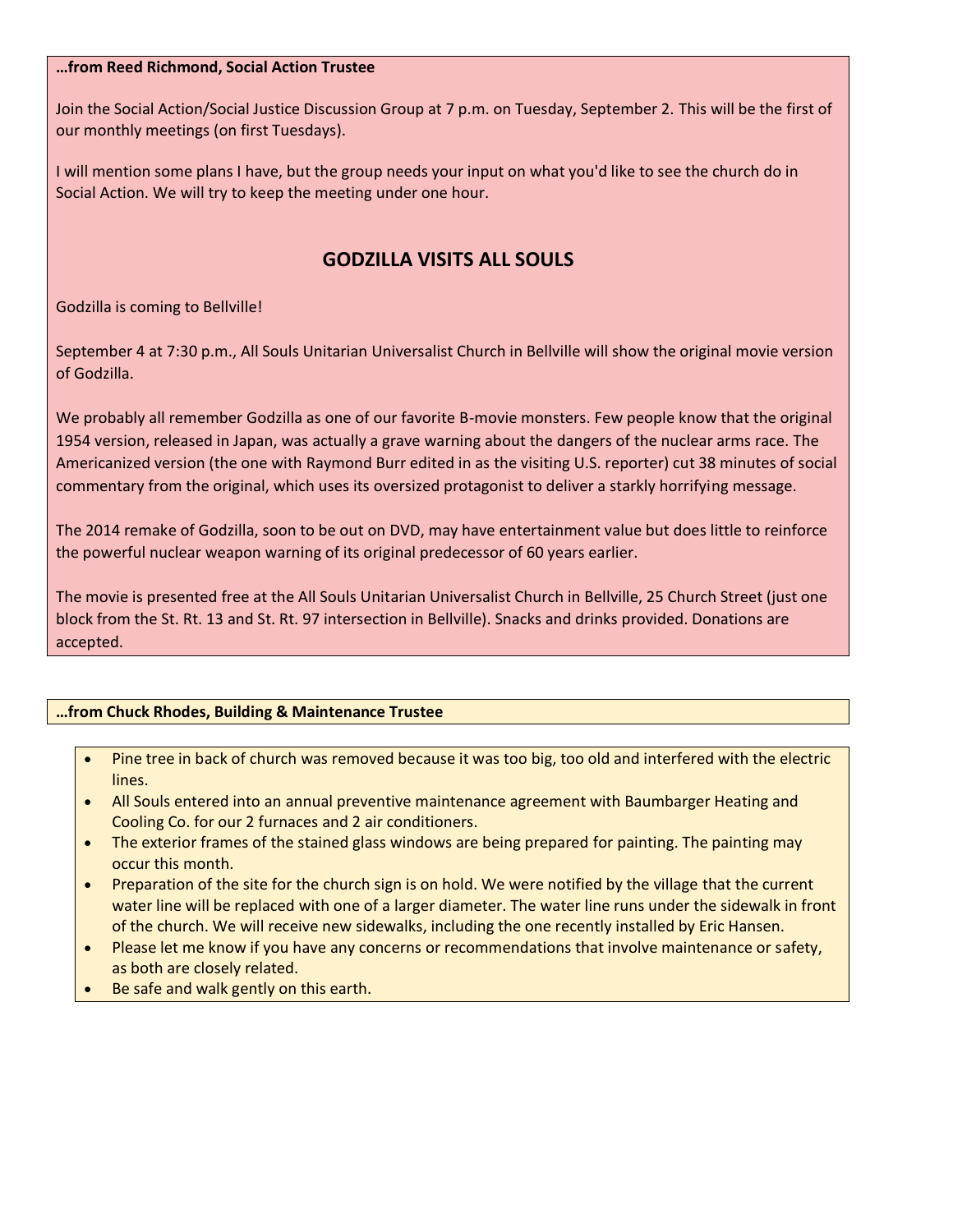**…from Reed Richmond, Social Action Trustee**

Join the Social Action/Social Justice Discussion Group at 7 p.m. on Tuesday, September 2. This will be the first of our monthly meetings (on first Tuesdays).

I will mention some plans I have, but the group needs your input on what you'd like to see the church do in Social Action. We will try to keep the meeting under one hour.

## GODZILLA VISITS ALL SOULS

Godzilla is coming to Bellville!

September 4 at 7:30 p.m., All Souls Unitarian Universalist Church in Bellville will show the original movie version of Godzilla.

We probably all remember Godzilla as one of our favorite B-movie monsters. Few people know that the original 1954 version, released in Japan, was actually a grave warning about the dangers of the nuclear arms race. The Americanized version (the one with Raymond Burr edited in as the visiting U.S. reporter) cut 38 minutes of social commentary from the original, which uses its oversized protagonist to deliver a starkly horrifying message.

The 2014 remake of Godzilla, soon to be out on DVD, may have entertainment value but does little to reinforce the powerful nuclear weapon warning of its original predecessor of 60 years earlier.

The movie is presented free at the All Souls Unitarian Universalist Church in Bellville, 25 Church Street (just one block from the St. Rt. 13 and St. Rt. 97 intersection in Bellville). Snacks and drinks provided. Donations are accepted.

**…from Chuck Rhodes, Building & Maintenance Trustee**

- Pine tree in back of church was removed because it was too big, too old and interfered with the electric lines.
- All Souls entered into an annual preventive maintenance agreement with Baumbarger Heating and Cooling Co. for our 2 furnaces and 2 air conditioners.
- The exterior frames of the stained glass windows are being prepared for painting. The painting may occur this month.
- Preparation of the site for the church sign is on hold. We were notified by the village that the current water line will be replaced with one of a larger diameter. The water line runs under the sidewalk in front of the church. We will receive new sidewalks, including the one recently installed by Eric Hansen.
- Please let me know if you have any concerns or recommendations that involve maintenance or safety, as both are closely related.
- Be safe and walk gently on this earth.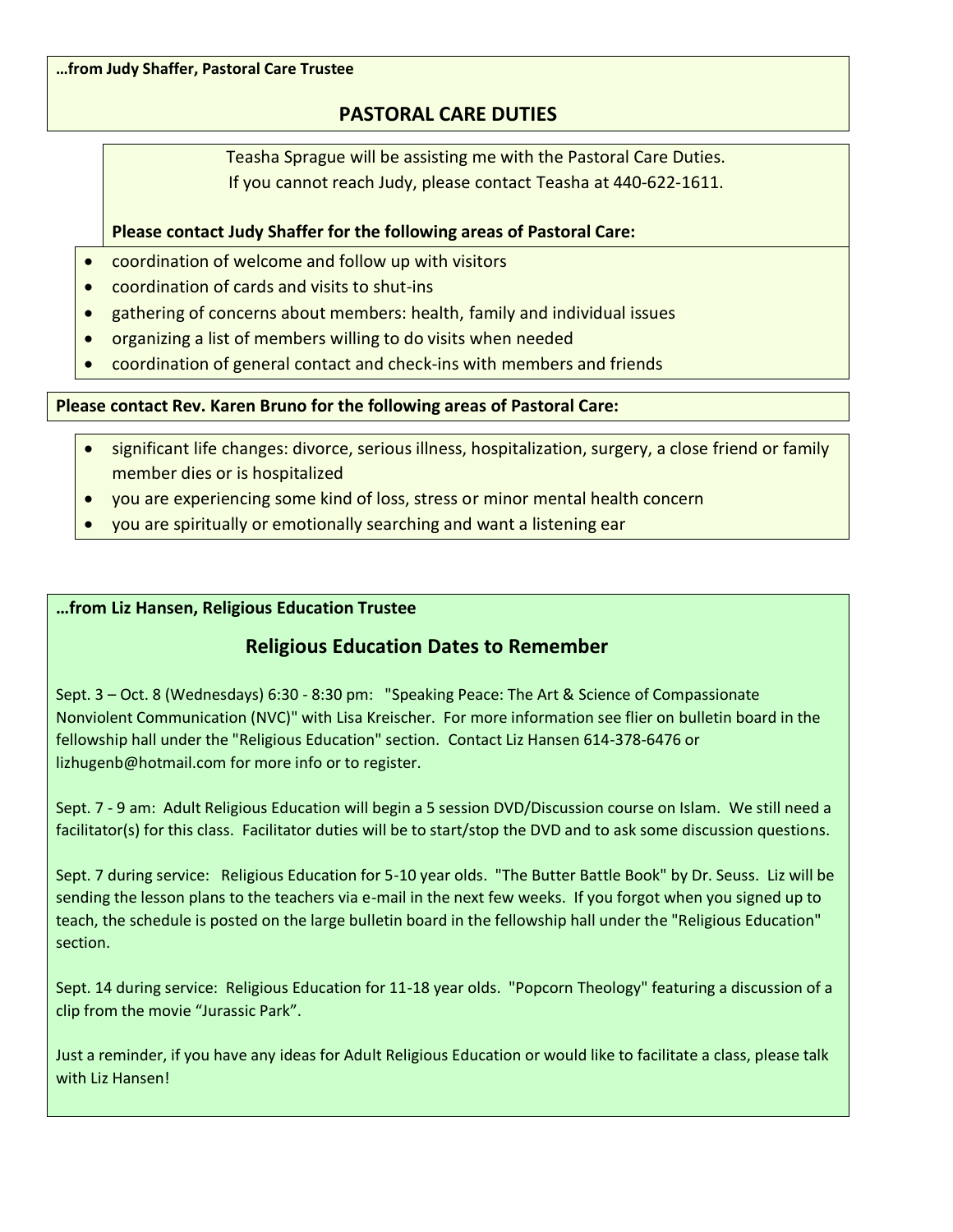**…from Judy Shaffer, Pastoral Care Trustee**

## PASTORAL CARE DUTIES

Teasha Sprague will be assisting me with the Pastoral Care Duties.
If you cannot reach Judy, please contact Teasha at 440-622-1611.

**Please contact Judy Shaffer for the following areas of Pastoral Care:**

- coordination of welcome and follow up with visitors
- coordination of cards and visits to shut-ins
- gathering of concerns about members: health, family and individual issues
- organizing a list of members willing to do visits when needed
- coordination of general contact and check-ins with members and friends

**Please contact Rev. Karen Bruno for the following areas of Pastoral Care:**

- significant life changes: divorce, serious illness, hospitalization, surgery, a close friend or family member dies or is hospitalized
- you are experiencing some kind of loss, stress or minor mental health concern
- you are spiritually or emotionally searching and want a listening ear

**…from Liz Hansen, Religious Education Trustee**

## Religious Education Dates to Remember

Sept. 3 – Oct. 8 (Wednesdays) 6:30 - 8:30 pm: "Speaking Peace: The Art & Science of Compassionate Nonviolent Communication (NVC)" with Lisa Kreischer. For more information see flier on bulletin board in the fellowship hall under the "Religious Education" section. Contact Liz Hansen 614-378-6476 or lizhugenb@hotmail.com for more info or to register.

Sept. 7 - 9 am: Adult Religious Education will begin a 5 session DVD/Discussion course on Islam. We still need a facilitator(s) for this class. Facilitator duties will be to start/stop the DVD and to ask some discussion questions.

Sept. 7 during service: Religious Education for 5-10 year olds. "The Butter Battle Book" by Dr. Seuss. Liz will be sending the lesson plans to the teachers via e-mail in the next few weeks. If you forgot when you signed up to teach, the schedule is posted on the large bulletin board in the fellowship hall under the "Religious Education" section.

Sept. 14 during service: Religious Education for 11-18 year olds. "Popcorn Theology" featuring a discussion of a clip from the movie "Jurassic Park".

Just a reminder, if you have any ideas for Adult Religious Education or would like to facilitate a class, please talk with Liz Hansen!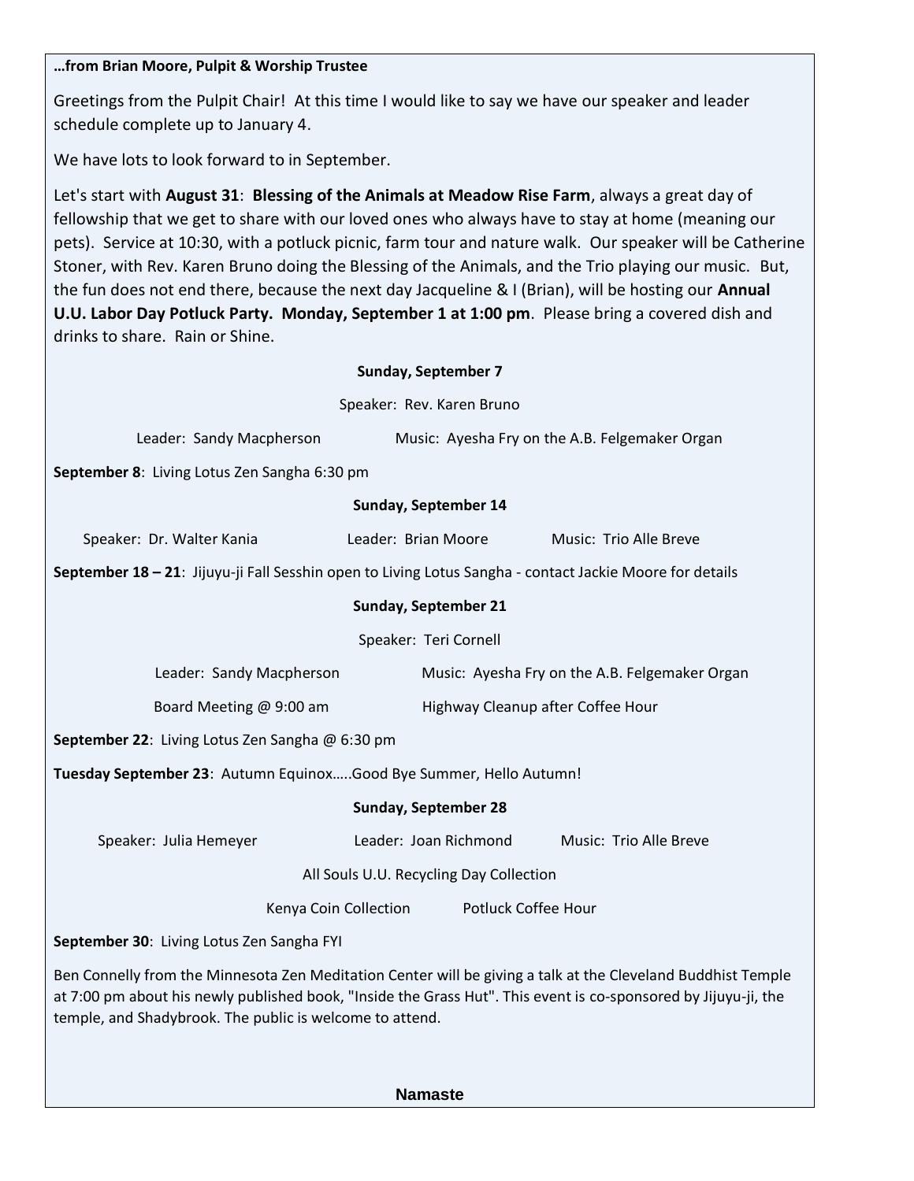**…from Brian Moore, Pulpit & Worship Trustee**

Greetings from the Pulpit Chair! At this time I would like to say we have our speaker and leader schedule complete up to January 4.

We have lots to look forward to in September.

Let's start with **August 31**: **Blessing of the Animals at Meadow Rise Farm**, always a great day of fellowship that we get to share with our loved ones who always have to stay at home (meaning our pets). Service at 10:30, with a potluck picnic, farm tour and nature walk. Our speaker will be Catherine Stoner, with Rev. Karen Bruno doing the Blessing of the Animals, and the Trio playing our music. But, the fun does not end there, because the next day Jacqueline & I (Brian), will be hosting our **Annual U.U. Labor Day Potluck Party. Monday, September 1 at 1:00 pm**. Please bring a covered dish and drinks to share. Rain or Shine.

**Sunday, September 7**

Speaker: Rev. Karen Bruno

Leader: Sandy Macpherson | Music: Ayesha Fry on the A.B. Felgemaker Organ

**September 8**: Living Lotus Zen Sangha 6:30 pm

**Sunday, September 14**

Speaker: Dr. Walter Kania | Leader: Brian Moore | Music: Trio Alle Breve

**September 18 – 21**: Jijuyu-ji Fall Sesshin open to Living Lotus Sangha - contact Jackie Moore for details

**Sunday, September 21**

Speaker: Teri Cornell

Leader: Sandy Macpherson | Music: Ayesha Fry on the A.B. Felgemaker Organ

Board Meeting @ 9:00 am | Highway Cleanup after Coffee Hour

**September 22**: Living Lotus Zen Sangha @ 6:30 pm

**Tuesday September 23**: Autumn Equinox…..Good Bye Summer, Hello Autumn!

**Sunday, September 28**

Speaker: Julia Hemeyer | Leader: Joan Richmond | Music: Trio Alle Breve

All Souls U.U. Recycling Day Collection

Kenya Coin Collection | Potluck Coffee Hour

**September 30**: Living Lotus Zen Sangha FYI

Ben Connelly from the Minnesota Zen Meditation Center will be giving a talk at the Cleveland Buddhist Temple at 7:00 pm about his newly published book, "Inside the Grass Hut". This event is co-sponsored by Jijuyu-ji, the temple, and Shadybrook. The public is welcome to attend.

**Namaste**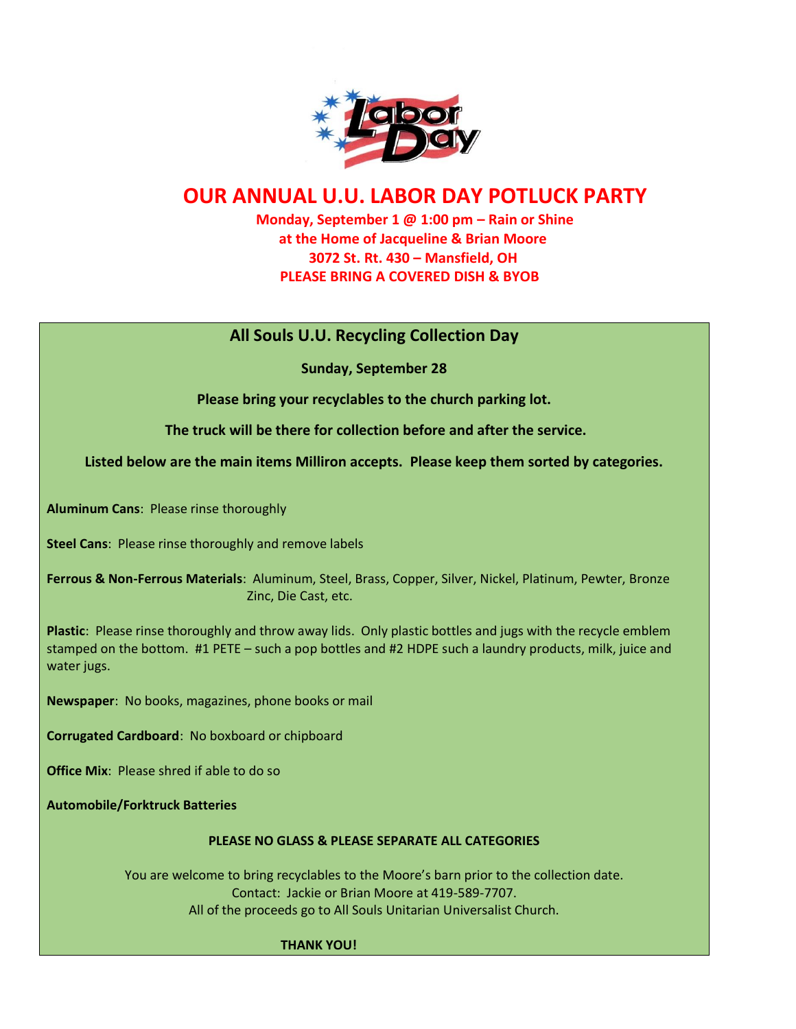# OUR ANNUAL U.U. LABOR DAY POTLUCK PARTY

**Monday, September 1 @ 1:00 pm – Rain or Shine**
**at the Home of Jacqueline & Brian Moore**
**3072 St. Rt. 430 – Mansfield, OH**
**PLEASE BRING A COVERED DISH & BYOB**

## All Souls U.U. Recycling Collection Day

**Sunday, September 28**

**Please bring your recyclables to the church parking lot.**

**The truck will be there for collection before and after the service.**

**Listed below are the main items Milliron accepts. Please keep them sorted by categories.**

**Aluminum Cans**: Please rinse thoroughly

**Steel Cans**: Please rinse thoroughly and remove labels

**Ferrous & Non-Ferrous Materials**: Aluminum, Steel, Brass, Copper, Silver, Nickel, Platinum, Pewter, Bronze Zinc, Die Cast, etc.

**Plastic**: Please rinse thoroughly and throw away lids. Only plastic bottles and jugs with the recycle emblem stamped on the bottom. #1 PETE – such a pop bottles and #2 HDPE such a laundry products, milk, juice and water jugs.

**Newspaper**: No books, magazines, phone books or mail

**Corrugated Cardboard**: No boxboard or chipboard

**Office Mix**: Please shred if able to do so

**Automobile/Forktruck Batteries**

**PLEASE NO GLASS & PLEASE SEPARATE ALL CATEGORIES**

You are welcome to bring recyclables to the Moore's barn prior to the collection date.
Contact: Jackie or Brian Moore at 419-589-7707.
All of the proceeds go to All Souls Unitarian Universalist Church.

**THANK YOU!**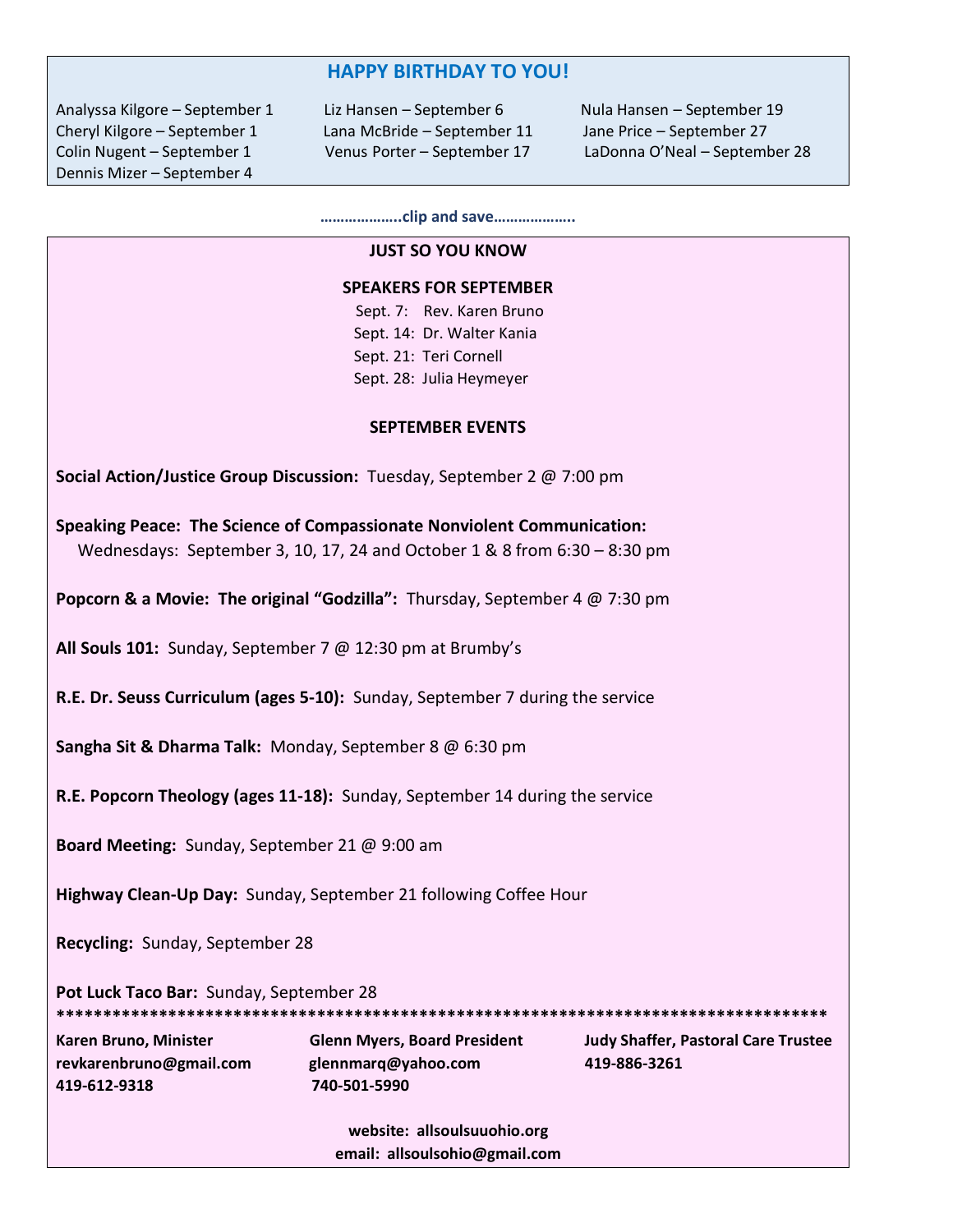## HAPPY BIRTHDAY TO YOU!

Analyssa Kilgore – September 1
Cheryl Kilgore – September 1
Colin Nugent – September 1
Dennis Mizer – September 4
Liz Hansen – September 6
Lana McBride – September 11
Venus Porter – September 17
Nula Hansen – September 19
Jane Price – September 27
LaDonna O'Neal – September 28

……………….clip and save………………..

## JUST SO YOU KNOW

### SPEAKERS FOR SEPTEMBER

Sept. 7: Rev. Karen Bruno
Sept. 14: Dr. Walter Kania
Sept. 21: Teri Cornell
Sept. 28: Julia Heymeyer

### SEPTEMBER EVENTS

**Social Action/Justice Group Discussion:** Tuesday, September 2 @ 7:00 pm

**Speaking Peace: The Science of Compassionate Nonviolent Communication:**
Wednesdays: September 3, 10, 17, 24 and October 1 & 8 from 6:30 – 8:30 pm

**Popcorn & a Movie: The original "Godzilla":** Thursday, September 4 @ 7:30 pm

**All Souls 101:** Sunday, September 7 @ 12:30 pm at Brumby's

**R.E. Dr. Seuss Curriculum (ages 5-10):** Sunday, September 7 during the service

**Sangha Sit & Dharma Talk:** Monday, September 8 @ 6:30 pm

**R.E. Popcorn Theology (ages 11-18):** Sunday, September 14 during the service

**Board Meeting:** Sunday, September 21 @ 9:00 am

**Highway Clean-Up Day:** Sunday, September 21 following Coffee Hour

**Recycling:** Sunday, September 28

**Pot Luck Taco Bar:** Sunday, September 28

***************************************************************************************

**Karen Bruno, Minister**
**revkarenbruno@gmail.com**
**419-612-9318**

**Glenn Myers, Board President**
**glennmarq@yahoo.com**
**740-501-5990**

**Judy Shaffer, Pastoral Care Trustee**
**419-886-3261**

**website: allsoulsuuohio.org**
**email: allsoulsohio@gmail.com**